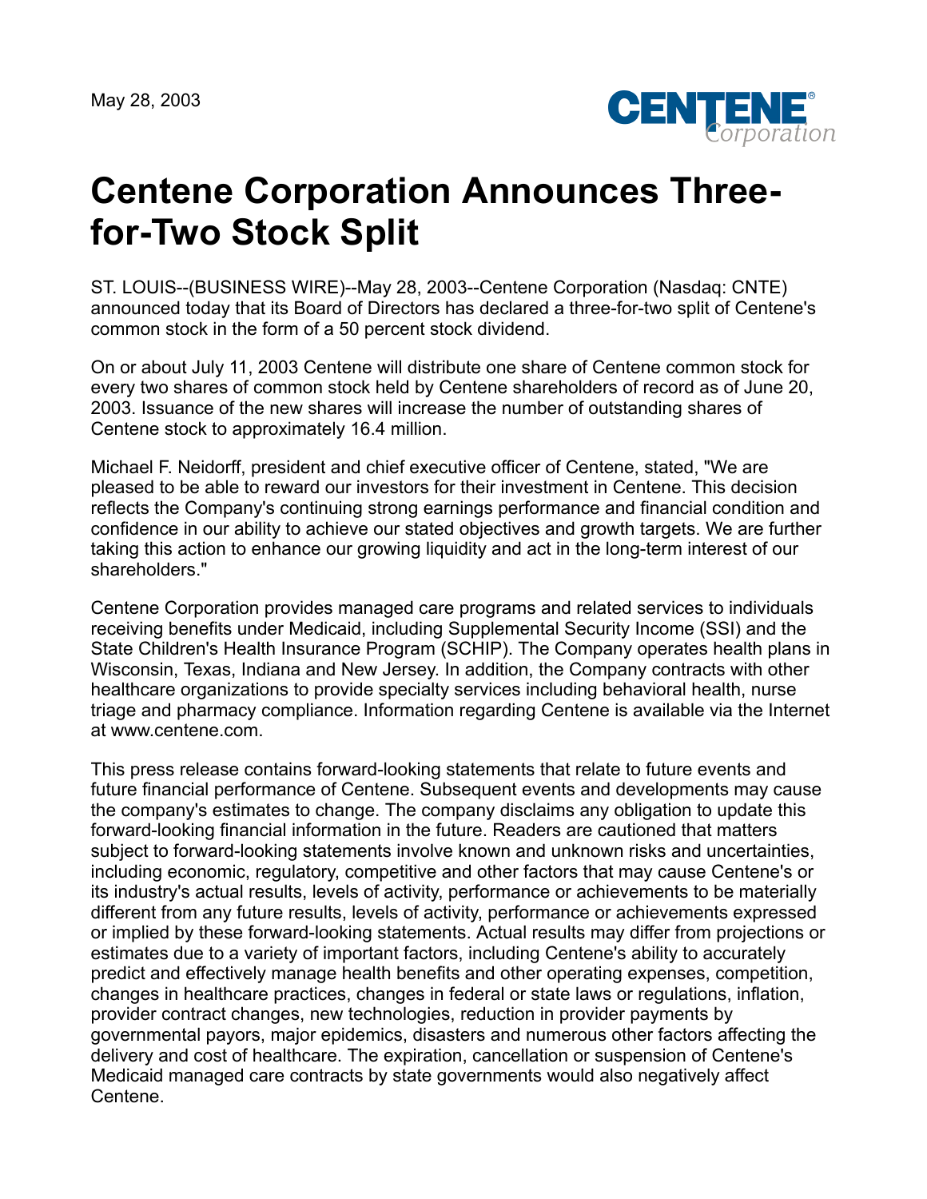May 28, 2003

# Centene Corporation Announces Three-for-Two Stock Split

ST. LOUIS--(BUSINESS WIRE)--May 28, 2003--Centene Corporation (Nasdaq: CNTE) announced today that its Board of Directors has declared a three-for-two split of Centene's common stock in the form of a 50 percent stock dividend.

On or about July 11, 2003 Centene will distribute one share of Centene common stock for every two shares of common stock held by Centene shareholders of record as of June 20, 2003. Issuance of the new shares will increase the number of outstanding shares of Centene stock to approximately 16.4 million.

Michael F. Neidorff, president and chief executive officer of Centene, stated, "We are pleased to be able to reward our investors for their investment in Centene. This decision reflects the Company's continuing strong earnings performance and financial condition and confidence in our ability to achieve our stated objectives and growth targets. We are further taking this action to enhance our growing liquidity and act in the long-term interest of our shareholders."

Centene Corporation provides managed care programs and related services to individuals receiving benefits under Medicaid, including Supplemental Security Income (SSI) and the State Children's Health Insurance Program (SCHIP). The Company operates health plans in Wisconsin, Texas, Indiana and New Jersey. In addition, the Company contracts with other healthcare organizations to provide specialty services including behavioral health, nurse triage and pharmacy compliance. Information regarding Centene is available via the Internet at www.centene.com.

This press release contains forward-looking statements that relate to future events and future financial performance of Centene. Subsequent events and developments may cause the company's estimates to change. The company disclaims any obligation to update this forward-looking financial information in the future. Readers are cautioned that matters subject to forward-looking statements involve known and unknown risks and uncertainties, including economic, regulatory, competitive and other factors that may cause Centene's or its industry's actual results, levels of activity, performance or achievements to be materially different from any future results, levels of activity, performance or achievements expressed or implied by these forward-looking statements. Actual results may differ from projections or estimates due to a variety of important factors, including Centene's ability to accurately predict and effectively manage health benefits and other operating expenses, competition, changes in healthcare practices, changes in federal or state laws or regulations, inflation, provider contract changes, new technologies, reduction in provider payments by governmental payors, major epidemics, disasters and numerous other factors affecting the delivery and cost of healthcare. The expiration, cancellation or suspension of Centene's Medicaid managed care contracts by state governments would also negatively affect Centene.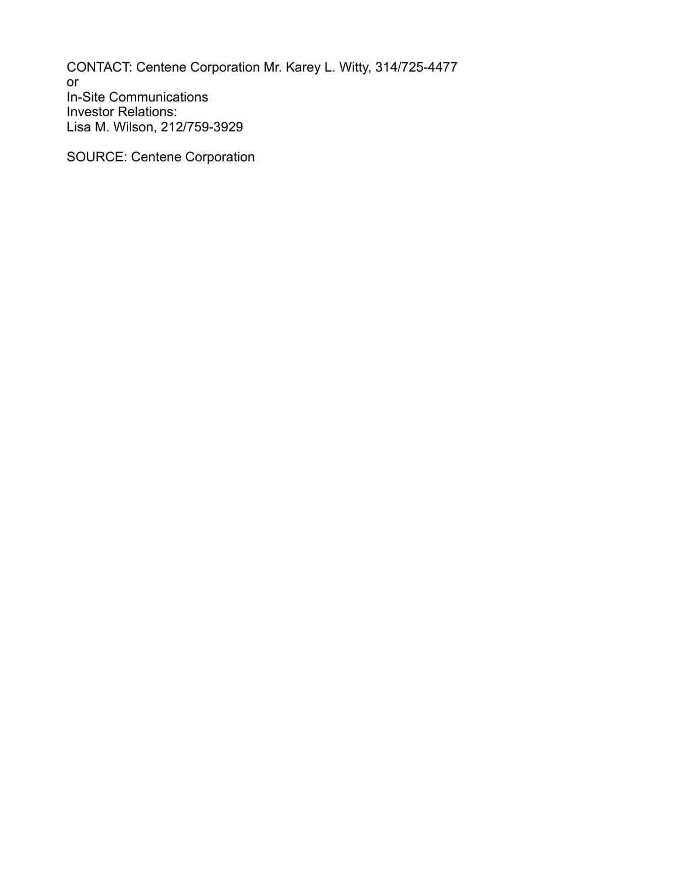CONTACT: Centene Corporation Mr. Karey L. Witty, 314/725-4477
or
In-Site Communications
Investor Relations:
Lisa M. Wilson, 212/759-3929

SOURCE: Centene Corporation